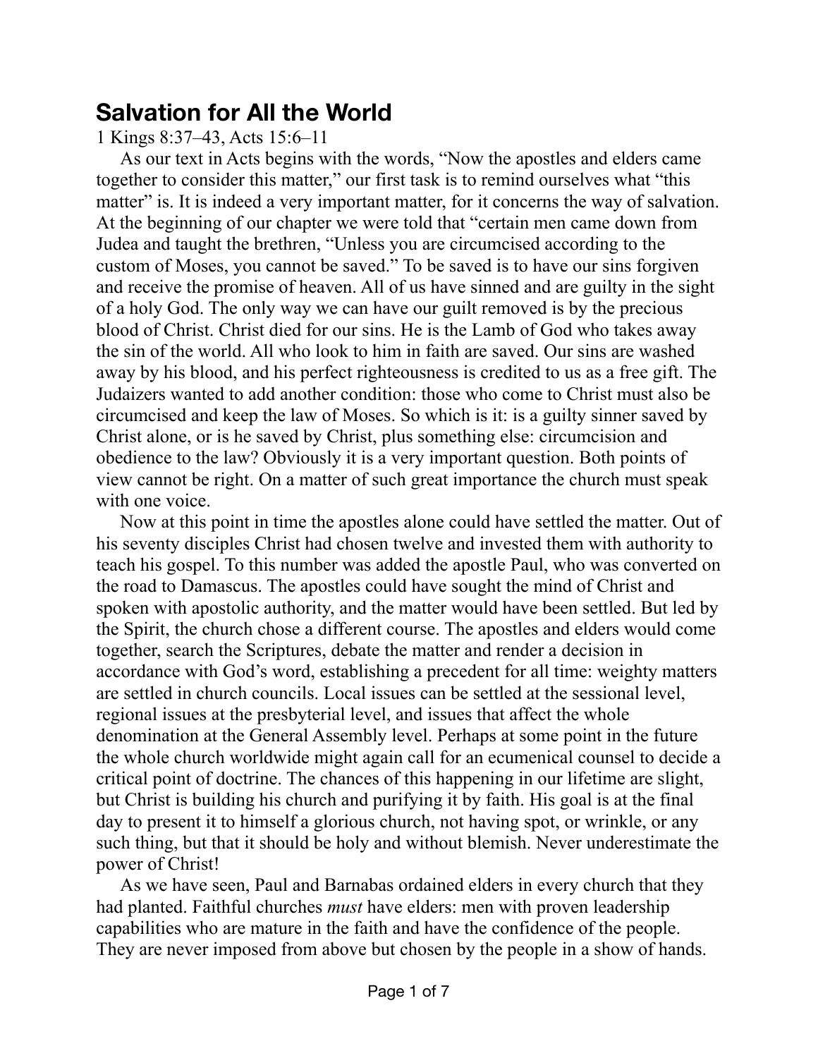# Salvation for All the World

1 Kings 8:37–43, Acts 15:6–11

As our text in Acts begins with the words, "Now the apostles and elders came together to consider this matter," our first task is to remind ourselves what "this matter" is. It is indeed a very important matter, for it concerns the way of salvation. At the beginning of our chapter we were told that "certain men came down from Judea and taught the brethren, "Unless you are circumcised according to the custom of Moses, you cannot be saved." To be saved is to have our sins forgiven and receive the promise of heaven. All of us have sinned and are guilty in the sight of a holy God. The only way we can have our guilt removed is by the precious blood of Christ. Christ died for our sins. He is the Lamb of God who takes away the sin of the world. All who look to him in faith are saved. Our sins are washed away by his blood, and his perfect righteousness is credited to us as a free gift. The Judaizers wanted to add another condition: those who come to Christ must also be circumcised and keep the law of Moses. So which is it: is a guilty sinner saved by Christ alone, or is he saved by Christ, plus something else: circumcision and obedience to the law? Obviously it is a very important question. Both points of view cannot be right. On a matter of such great importance the church must speak with one voice.

Now at this point in time the apostles alone could have settled the matter. Out of his seventy disciples Christ had chosen twelve and invested them with authority to teach his gospel. To this number was added the apostle Paul, who was converted on the road to Damascus. The apostles could have sought the mind of Christ and spoken with apostolic authority, and the matter would have been settled. But led by the Spirit, the church chose a different course. The apostles and elders would come together, search the Scriptures, debate the matter and render a decision in accordance with God's word, establishing a precedent for all time: weighty matters are settled in church councils. Local issues can be settled at the sessional level, regional issues at the presbyterial level, and issues that affect the whole denomination at the General Assembly level. Perhaps at some point in the future the whole church worldwide might again call for an ecumenical counsel to decide a critical point of doctrine. The chances of this happening in our lifetime are slight, but Christ is building his church and purifying it by faith. His goal is at the final day to present it to himself a glorious church, not having spot, or wrinkle, or any such thing, but that it should be holy and without blemish. Never underestimate the power of Christ!

As we have seen, Paul and Barnabas ordained elders in every church that they had planted. Faithful churches *must* have elders: men with proven leadership capabilities who are mature in the faith and have the confidence of the people. They are never imposed from above but chosen by the people in a show of hands.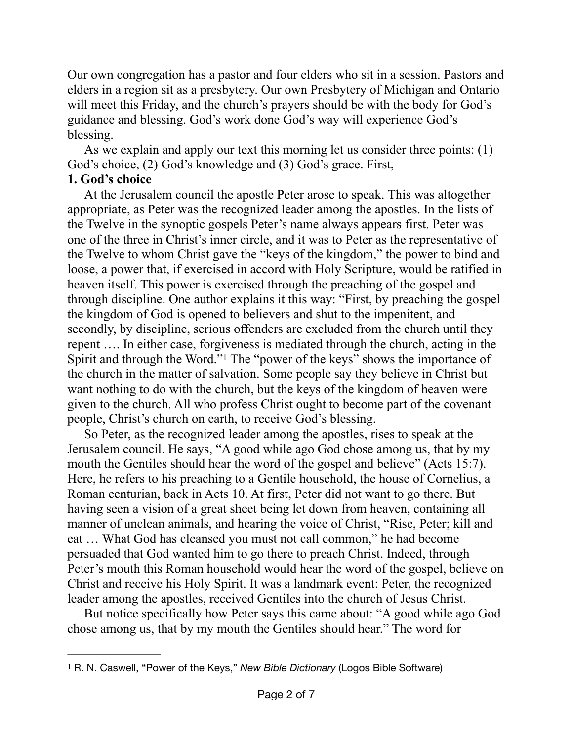Our own congregation has a pastor and four elders who sit in a session. Pastors and elders in a region sit as a presbytery. Our own Presbytery of Michigan and Ontario will meet this Friday, and the church's prayers should be with the body for God's guidance and blessing. God's work done God's way will experience God's blessing.

As we explain and apply our text this morning let us consider three points: (1) God's choice, (2) God's knowledge and (3) God's grace. First,

**1. God's choice**

At the Jerusalem council the apostle Peter arose to speak. This was altogether appropriate, as Peter was the recognized leader among the apostles. In the lists of the Twelve in the synoptic gospels Peter's name always appears first. Peter was one of the three in Christ's inner circle, and it was to Peter as the representative of the Twelve to whom Christ gave the "keys of the kingdom," the power to bind and loose, a power that, if exercised in accord with Holy Scripture, would be ratified in heaven itself. This power is exercised through the preaching of the gospel and through discipline. One author explains it this way: "First, by preaching the gospel the kingdom of God is opened to believers and shut to the impenitent, and secondly, by discipline, serious offenders are excluded from the church until they repent …. In either case, forgiveness is mediated through the church, acting in the Spirit and through the Word."[1] The "power of the keys" shows the importance of the church in the matter of salvation. Some people say they believe in Christ but want nothing to do with the church, but the keys of the kingdom of heaven were given to the church. All who profess Christ ought to become part of the covenant people, Christ's church on earth, to receive God's blessing.

So Peter, as the recognized leader among the apostles, rises to speak at the Jerusalem council. He says, "A good while ago God chose among us, that by my mouth the Gentiles should hear the word of the gospel and believe" (Acts 15:7). Here, he refers to his preaching to a Gentile household, the house of Cornelius, a Roman centurian, back in Acts 10. At first, Peter did not want to go there. But having seen a vision of a great sheet being let down from heaven, containing all manner of unclean animals, and hearing the voice of Christ, "Rise, Peter; kill and eat … What God has cleansed you must not call common," he had become persuaded that God wanted him to go there to preach Christ. Indeed, through Peter's mouth this Roman household would hear the word of the gospel, believe on Christ and receive his Holy Spirit. It was a landmark event: Peter, the recognized leader among the apostles, received Gentiles into the church of Jesus Christ.

But notice specifically how Peter says this came about: "A good while ago God chose among us, that by my mouth the Gentiles should hear." The word for

---

[1] R. N. Caswell, "Power of the Keys," *New Bible Dictionary* (Logos Bible Software)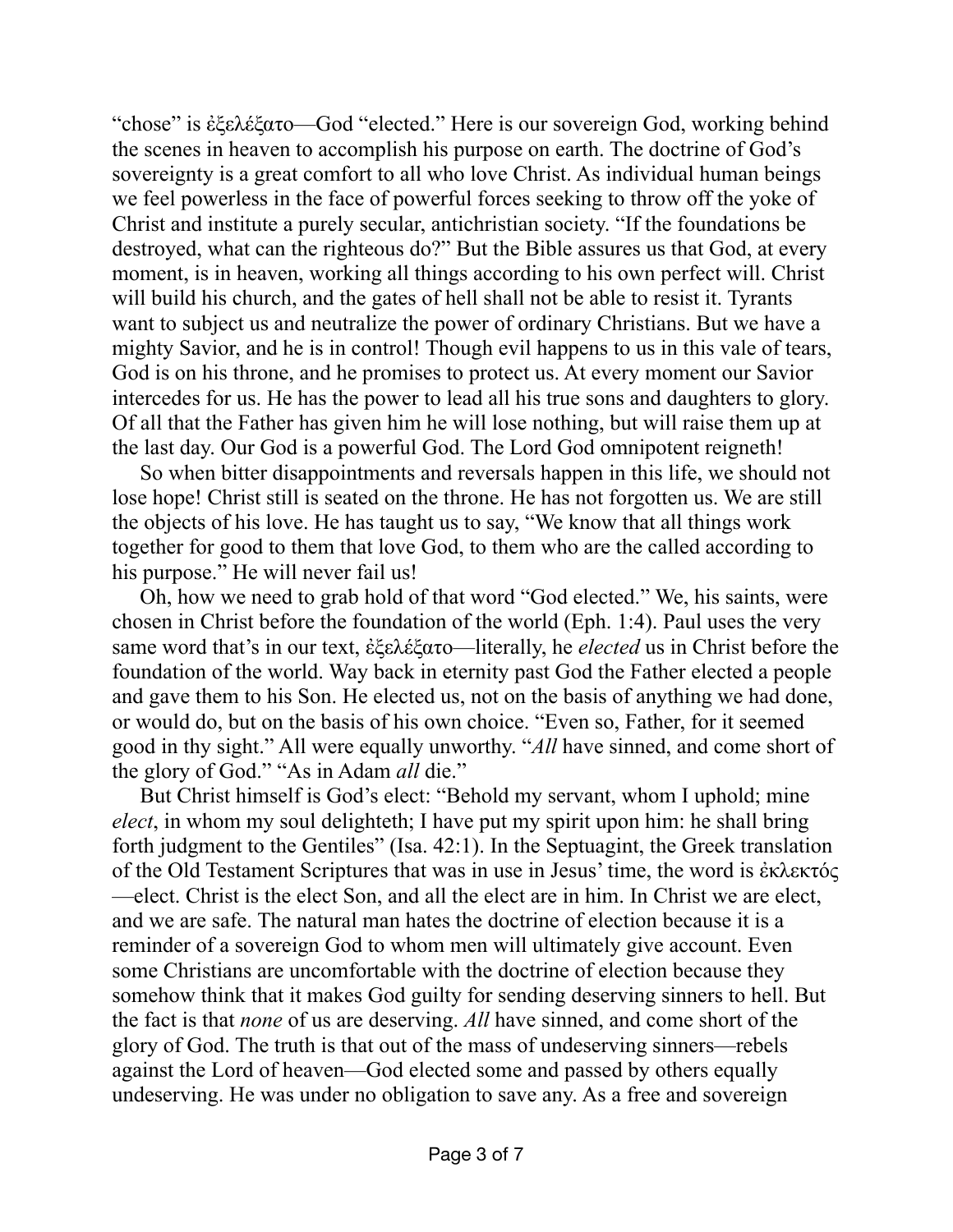"chose" is ἐξελέξατο—God "elected." Here is our sovereign God, working behind the scenes in heaven to accomplish his purpose on earth. The doctrine of God's sovereignty is a great comfort to all who love Christ. As individual human beings we feel powerless in the face of powerful forces seeking to throw off the yoke of Christ and institute a purely secular, antichristian society. "If the foundations be destroyed, what can the righteous do?" But the Bible assures us that God, at every moment, is in heaven, working all things according to his own perfect will. Christ will build his church, and the gates of hell shall not be able to resist it. Tyrants want to subject us and neutralize the power of ordinary Christians. But we have a mighty Savior, and he is in control! Though evil happens to us in this vale of tears, God is on his throne, and he promises to protect us. At every moment our Savior intercedes for us. He has the power to lead all his true sons and daughters to glory. Of all that the Father has given him he will lose nothing, but will raise them up at the last day. Our God is a powerful God. The Lord God omnipotent reigneth!

So when bitter disappointments and reversals happen in this life, we should not lose hope! Christ still is seated on the throne. He has not forgotten us. We are still the objects of his love. He has taught us to say, "We know that all things work together for good to them that love God, to them who are the called according to his purpose." He will never fail us!

Oh, how we need to grab hold of that word "God elected." We, his saints, were chosen in Christ before the foundation of the world (Eph. 1:4). Paul uses the very same word that's in our text, ἐξελέξατο—literally, he *elected* us in Christ before the foundation of the world. Way back in eternity past God the Father elected a people and gave them to his Son. He elected us, not on the basis of anything we had done, or would do, but on the basis of his own choice. "Even so, Father, for it seemed good in thy sight." All were equally unworthy. "*All* have sinned, and come short of the glory of God." "As in Adam *all* die."

But Christ himself is God's elect: "Behold my servant, whom I uphold; mine *elect*, in whom my soul delighteth; I have put my spirit upon him: he shall bring forth judgment to the Gentiles" (Isa. 42:1). In the Septuagint, the Greek translation of the Old Testament Scriptures that was in use in Jesus' time, the word is ἐκλεκτός—elect. Christ is the elect Son, and all the elect are in him. In Christ we are elect, and we are safe. The natural man hates the doctrine of election because it is a reminder of a sovereign God to whom men will ultimately give account. Even some Christians are uncomfortable with the doctrine of election because they somehow think that it makes God guilty for sending deserving sinners to hell. But the fact is that *none* of us are deserving. *All* have sinned, and come short of the glory of God. The truth is that out of the mass of undeserving sinners—rebels against the Lord of heaven—God elected some and passed by others equally undeserving. He was under no obligation to save any. As a free and sovereign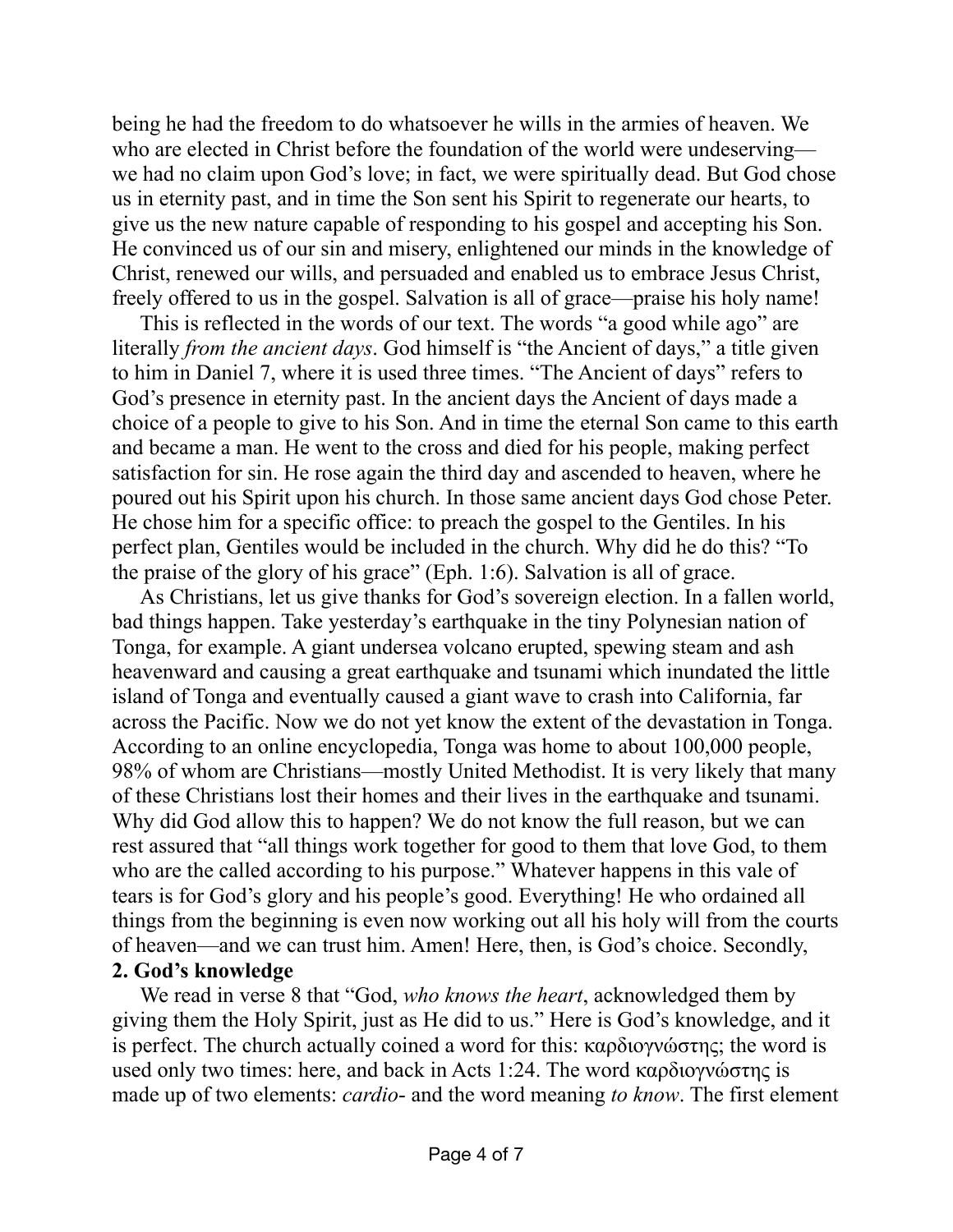being he had the freedom to do whatsoever he wills in the armies of heaven. We who are elected in Christ before the foundation of the world were undeserving—we had no claim upon God's love; in fact, we were spiritually dead. But God chose us in eternity past, and in time the Son sent his Spirit to regenerate our hearts, to give us the new nature capable of responding to his gospel and accepting his Son. He convinced us of our sin and misery, enlightened our minds in the knowledge of Christ, renewed our wills, and persuaded and enabled us to embrace Jesus Christ, freely offered to us in the gospel. Salvation is all of grace—praise his holy name!

This is reflected in the words of our text. The words "a good while ago" are literally *from the ancient days*. God himself is "the Ancient of days," a title given to him in Daniel 7, where it is used three times. "The Ancient of days" refers to God's presence in eternity past. In the ancient days the Ancient of days made a choice of a people to give to his Son. And in time the eternal Son came to this earth and became a man. He went to the cross and died for his people, making perfect satisfaction for sin. He rose again the third day and ascended to heaven, where he poured out his Spirit upon his church. In those same ancient days God chose Peter. He chose him for a specific office: to preach the gospel to the Gentiles. In his perfect plan, Gentiles would be included in the church. Why did he do this? "To the praise of the glory of his grace" (Eph. 1:6). Salvation is all of grace.

As Christians, let us give thanks for God's sovereign election. In a fallen world, bad things happen. Take yesterday's earthquake in the tiny Polynesian nation of Tonga, for example. A giant undersea volcano erupted, spewing steam and ash heavenward and causing a great earthquake and tsunami which inundated the little island of Tonga and eventually caused a giant wave to crash into California, far across the Pacific. Now we do not yet know the extent of the devastation in Tonga. According to an online encyclopedia, Tonga was home to about 100,000 people, 98% of whom are Christians—mostly United Methodist. It is very likely that many of these Christians lost their homes and their lives in the earthquake and tsunami. Why did God allow this to happen? We do not know the full reason, but we can rest assured that "all things work together for good to them that love God, to them who are the called according to his purpose." Whatever happens in this vale of tears is for God's glory and his people's good. Everything! He who ordained all things from the beginning is even now working out all his holy will from the courts of heaven—and we can trust him. Amen! Here, then, is God's choice. Secondly,

**2. God's knowledge**

We read in verse 8 that "God, *who knows the heart*, acknowledged them by giving them the Holy Spirit, just as He did to us." Here is God's knowledge, and it is perfect. The church actually coined a word for this: καρδιογνώστης; the word is used only two times: here, and back in Acts 1:24. The word καρδιογνώστης is made up of two elements: *cardio-* and the word meaning *to know*. The first element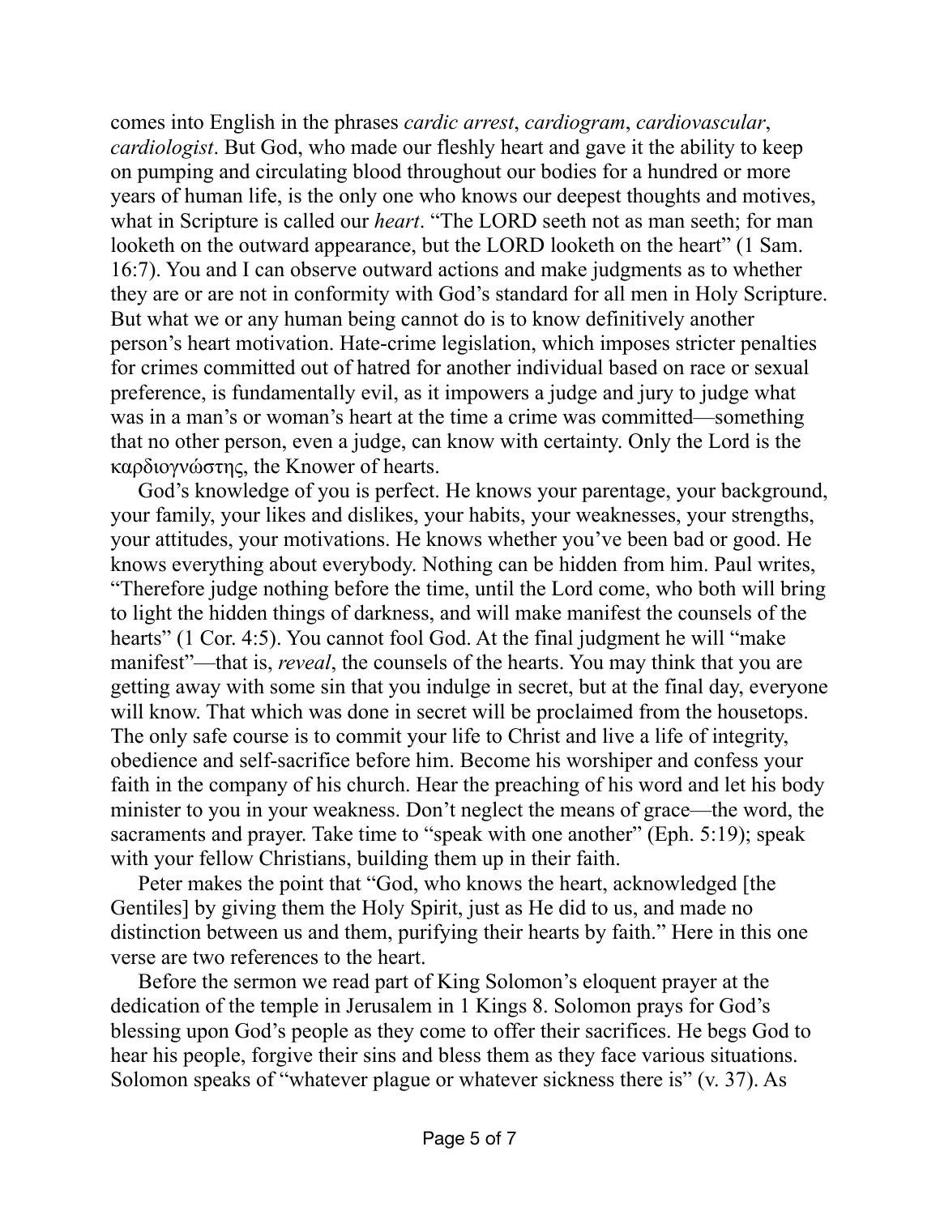comes into English in the phrases *cardic arrest*, *cardiogram*, *cardiovascular*, *cardiologist*. But God, who made our fleshly heart and gave it the ability to keep on pumping and circulating blood throughout our bodies for a hundred or more years of human life, is the only one who knows our deepest thoughts and motives, what in Scripture is called our *heart*. “The LORD seeth not as man seeth; for man looketh on the outward appearance, but the LORD looketh on the heart” (1 Sam. 16:7). You and I can observe outward actions and make judgments as to whether they are or are not in conformity with God’s standard for all men in Holy Scripture. But what we or any human being cannot do is to know definitively another person’s heart motivation. Hate-crime legislation, which imposes stricter penalties for crimes committed out of hatred for another individual based on race or sexual preference, is fundamentally evil, as it impowers a judge and jury to judge what was in a man’s or woman’s heart at the time a crime was committed—something that no other person, even a judge, can know with certainty. Only the Lord is the καρδιογνώστης, the Knower of hearts.

God’s knowledge of you is perfect. He knows your parentage, your background, your family, your likes and dislikes, your habits, your weaknesses, your strengths, your attitudes, your motivations. He knows whether you’ve been bad or good. He knows everything about everybody. Nothing can be hidden from him. Paul writes, “Therefore judge nothing before the time, until the Lord come, who both will bring to light the hidden things of darkness, and will make manifest the counsels of the hearts” (1 Cor. 4:5). You cannot fool God. At the final judgment he will “make manifest”—that is, *reveal*, the counsels of the hearts. You may think that you are getting away with some sin that you indulge in secret, but at the final day, everyone will know. That which was done in secret will be proclaimed from the housetops. The only safe course is to commit your life to Christ and live a life of integrity, obedience and self-sacrifice before him. Become his worshiper and confess your faith in the company of his church. Hear the preaching of his word and let his body minister to you in your weakness. Don’t neglect the means of grace—the word, the sacraments and prayer. Take time to “speak with one another” (Eph. 5:19); speak with your fellow Christians, building them up in their faith.

Peter makes the point that “God, who knows the heart, acknowledged [the Gentiles] by giving them the Holy Spirit, just as He did to us, and made no distinction between us and them, purifying their hearts by faith.” Here in this one verse are two references to the heart.

Before the sermon we read part of King Solomon’s eloquent prayer at the dedication of the temple in Jerusalem in 1 Kings 8. Solomon prays for God’s blessing upon God’s people as they come to offer their sacrifices. He begs God to hear his people, forgive their sins and bless them as they face various situations. Solomon speaks of “whatever plague or whatever sickness there is” (v. 37). As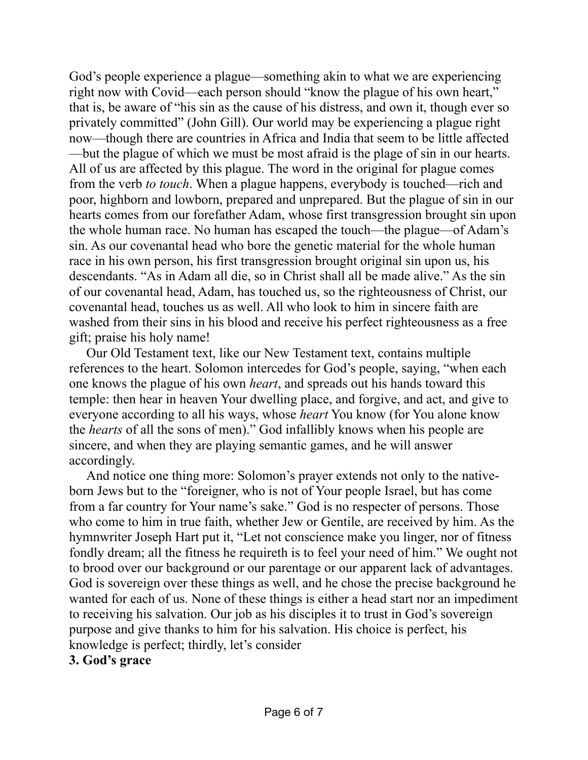God's people experience a plague—something akin to what we are experiencing right now with Covid—each person should "know the plague of his own heart," that is, be aware of "his sin as the cause of his distress, and own it, though ever so privately committed" (John Gill). Our world may be experiencing a plague right now—though there are countries in Africa and India that seem to be little affected—but the plague of which we must be most afraid is the plage of sin in our hearts. All of us are affected by this plague. The word in the original for plague comes from the verb *to touch*. When a plague happens, everybody is touched—rich and poor, highborn and lowborn, prepared and unprepared. But the plague of sin in our hearts comes from our forefather Adam, whose first transgression brought sin upon the whole human race. No human has escaped the touch—the plague—of Adam's sin. As our covenantal head who bore the genetic material for the whole human race in his own person, his first transgression brought original sin upon us, his descendants. "As in Adam all die, so in Christ shall all be made alive." As the sin of our covenantal head, Adam, has touched us, so the righteousness of Christ, our covenantal head, touches us as well. All who look to him in sincere faith are washed from their sins in his blood and receive his perfect righteousness as a free gift; praise his holy name!

Our Old Testament text, like our New Testament text, contains multiple references to the heart. Solomon intercedes for God's people, saying, "when each one knows the plague of his own *heart*, and spreads out his hands toward this temple: then hear in heaven Your dwelling place, and forgive, and act, and give to everyone according to all his ways, whose *heart* You know (for You alone know the *hearts* of all the sons of men)." God infallibly knows when his people are sincere, and when they are playing semantic games, and he will answer accordingly.

And notice one thing more: Solomon's prayer extends not only to the native-born Jews but to the "foreigner, who is not of Your people Israel, but has come from a far country for Your name's sake." God is no respecter of persons. Those who come to him in true faith, whether Jew or Gentile, are received by him. As the hymnwriter Joseph Hart put it, "Let not conscience make you linger, nor of fitness fondly dream; all the fitness he requireth is to feel your need of him." We ought not to brood over our background or our parentage or our apparent lack of advantages. God is sovereign over these things as well, and he chose the precise background he wanted for each of us. None of these things is either a head start nor an impediment to receiving his salvation. Our job as his disciples it to trust in God's sovereign purpose and give thanks to him for his salvation. His choice is perfect, his knowledge is perfect; thirdly, let's consider

**3. God's grace**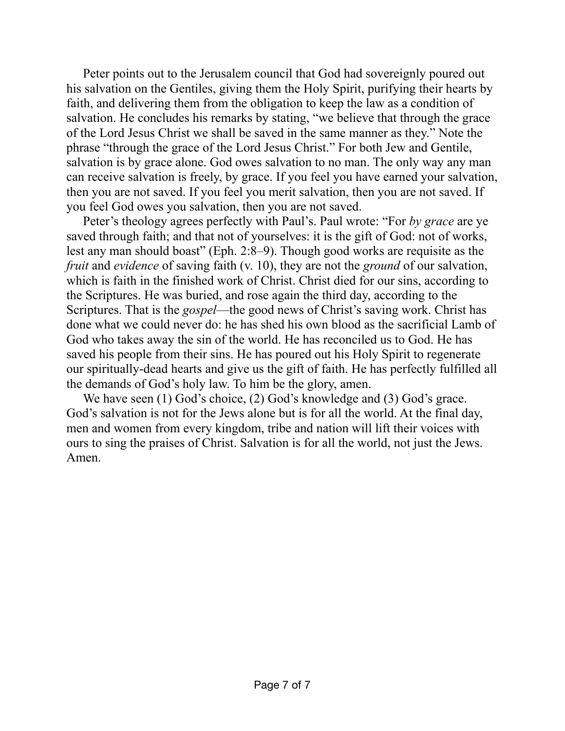Peter points out to the Jerusalem council that God had sovereignly poured out his salvation on the Gentiles, giving them the Holy Spirit, purifying their hearts by faith, and delivering them from the obligation to keep the law as a condition of salvation. He concludes his remarks by stating, "we believe that through the grace of the Lord Jesus Christ we shall be saved in the same manner as they." Note the phrase "through the grace of the Lord Jesus Christ." For both Jew and Gentile, salvation is by grace alone. God owes salvation to no man. The only way any man can receive salvation is freely, by grace. If you feel you have earned your salvation, then you are not saved. If you feel you merit salvation, then you are not saved. If you feel God owes you salvation, then you are not saved.

Peter's theology agrees perfectly with Paul's. Paul wrote: "For *by grace* are ye saved through faith; and that not of yourselves: it is the gift of God: not of works, lest any man should boast" (Eph. 2:8–9). Though good works are requisite as the *fruit* and *evidence* of saving faith (v. 10), they are not the *ground* of our salvation, which is faith in the finished work of Christ. Christ died for our sins, according to the Scriptures. He was buried, and rose again the third day, according to the Scriptures. That is the *gospel*—the good news of Christ's saving work. Christ has done what we could never do: he has shed his own blood as the sacrificial Lamb of God who takes away the sin of the world. He has reconciled us to God. He has saved his people from their sins. He has poured out his Holy Spirit to regenerate our spiritually-dead hearts and give us the gift of faith. He has perfectly fulfilled all the demands of God's holy law. To him be the glory, amen.

We have seen (1) God's choice, (2) God's knowledge and (3) God's grace. God's salvation is not for the Jews alone but is for all the world. At the final day, men and women from every kingdom, tribe and nation will lift their voices with ours to sing the praises of Christ. Salvation is for all the world, not just the Jews. Amen.